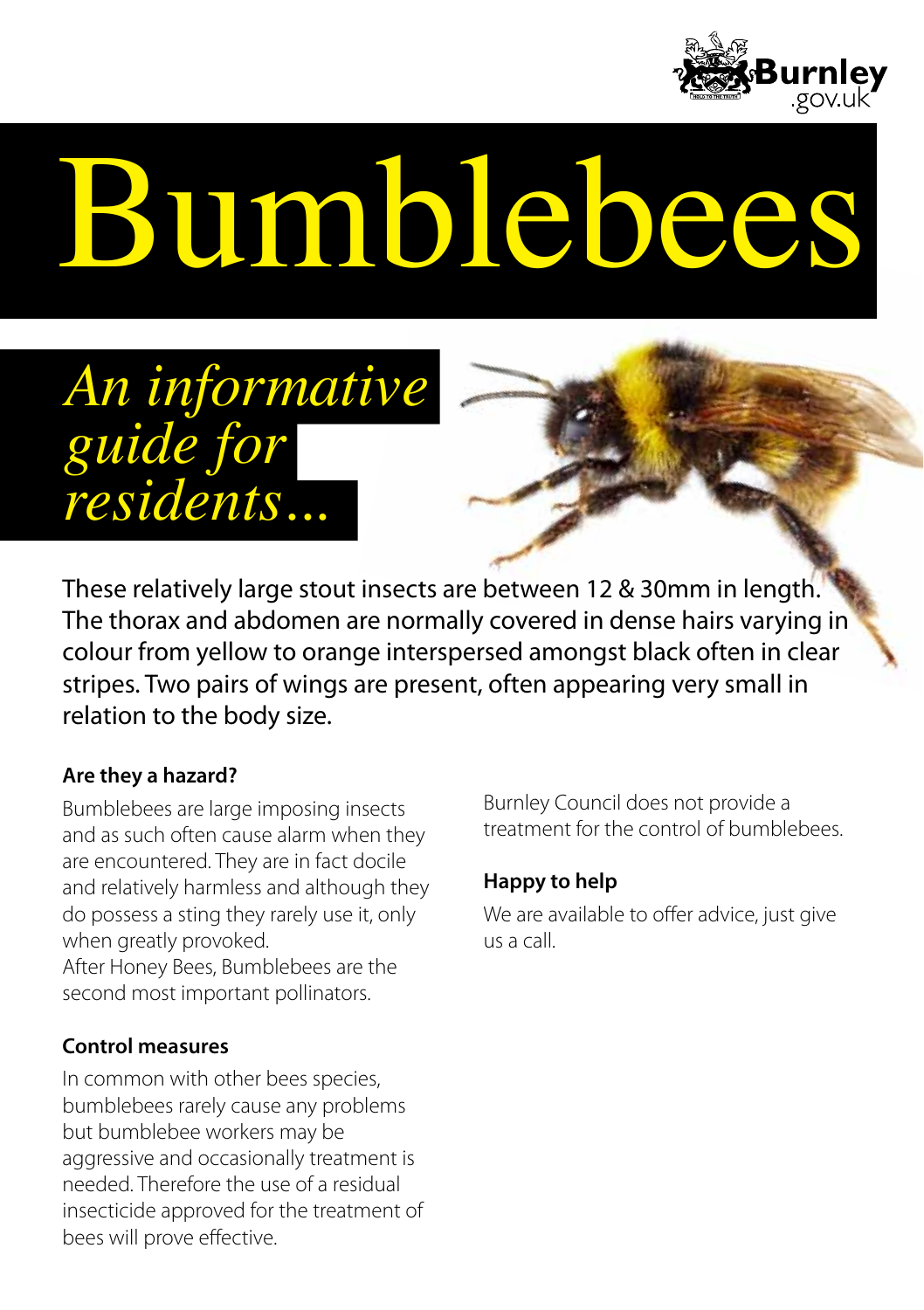# Bumblebees

*An informative guide for residents...*

These relatively large stout insects are between 12 & 30mm in length. The thorax and abdomen are normally covered in dense hairs varying in colour from yellow to orange interspersed amongst black often in clear stripes. Two pairs of wings are present, often appearing very small in relation to the body size.

### Are they a hazard?

Bumblebees are large imposing insects and as such often cause alarm when they are encountered. They are in fact docile and relatively harmless and although they do possess a sting they rarely use it, only when greatly provoked.
After Honey Bees, Bumblebees are the second most important pollinators.

### Control measures

In common with other bees species, bumblebees rarely cause any problems but bumblebee workers may be aggressive and occasionally treatment is needed. Therefore the use of a residual insecticide approved for the treatment of bees will prove effective.

Burnley Council does not provide a treatment for the control of bumblebees.

### Happy to help

We are available to offer advice, just give us a call.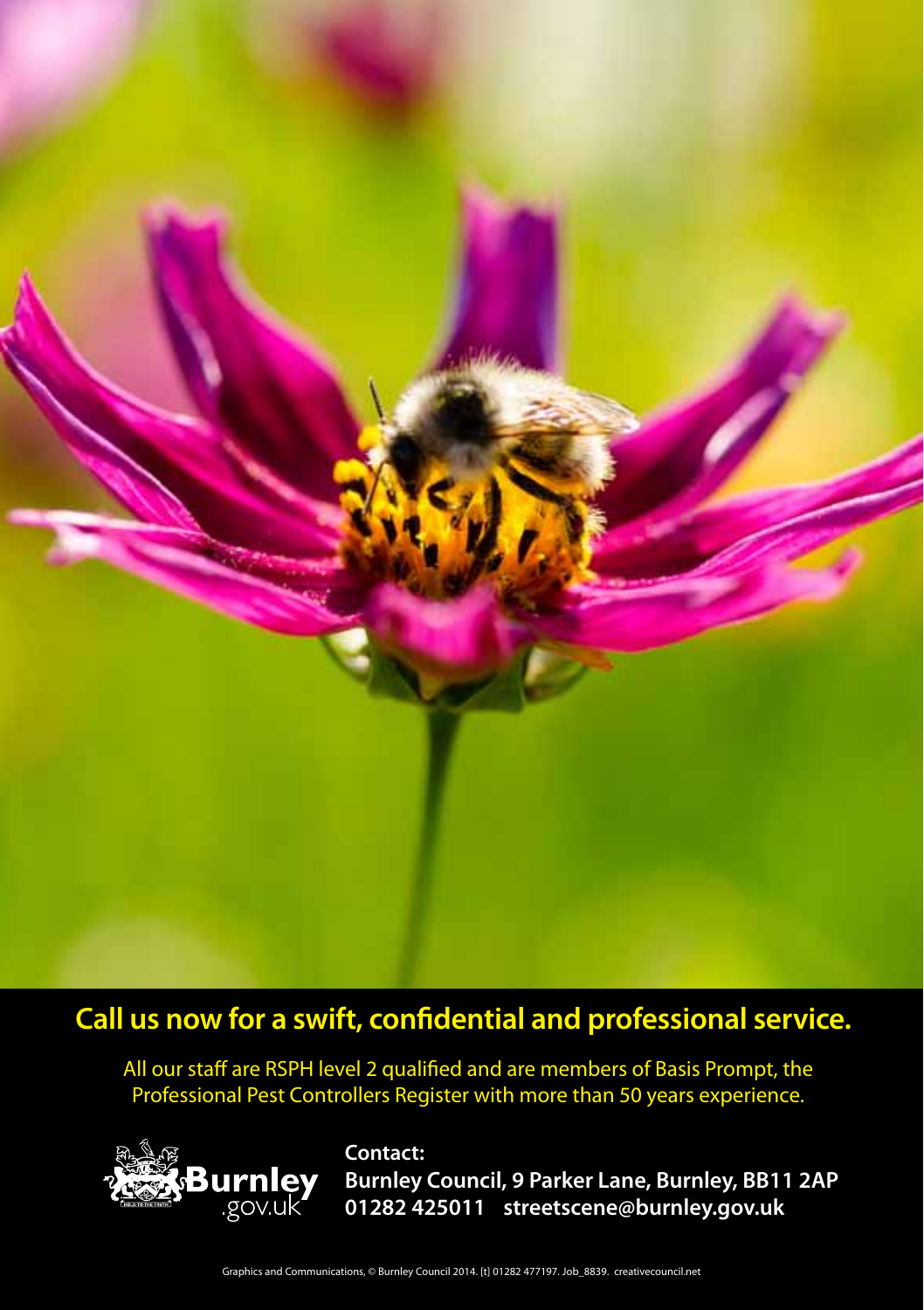## Call us now for a swift, confidential and professional service.

All our staff are RSPH level 2 qualified and are members of Basis Prompt, the Professional Pest Controllers Register with more than 50 years experience.

**Contact:**
**Burnley Council, 9 Parker Lane, Burnley, BB11 2AP**
**01282 425011 streetscene@burnley.gov.uk**

Graphics and Communications, © Burnley Council 2014. [t] 01282 477197. Job_8839. creativecouncil.net